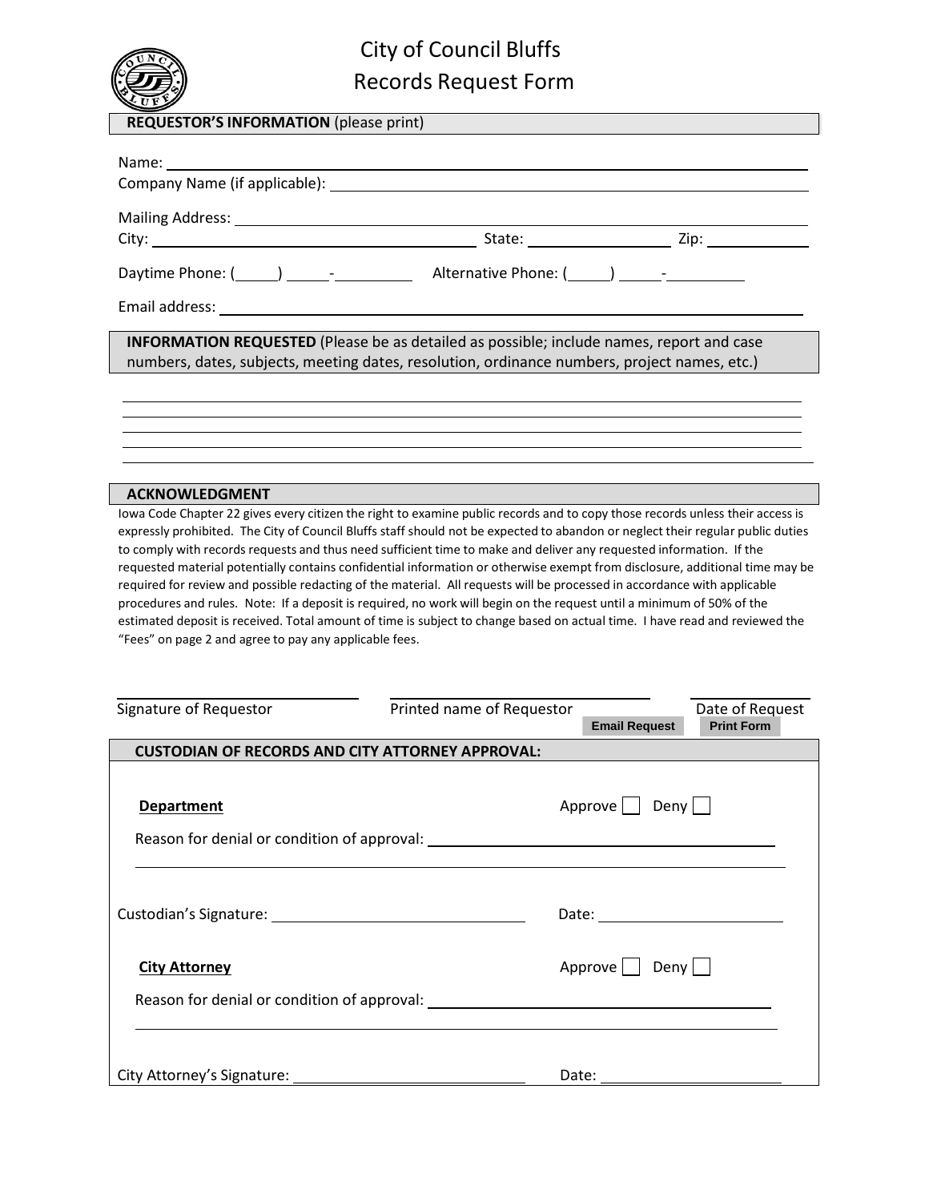# City of Council Bluffs
## Records Request Form

**REQUESTOR'S INFORMATION** (please print)

Name: ______________________________________________

Company Name (if applicable): ______________________________________________

Mailing Address: ______________________________________________

City: ______________________ State: ____________ Zip: __________

Daytime Phone: (_____) _____-_________ Alternative Phone: (_____) _____-_________

Email address: ______________________________________________

**INFORMATION REQUESTED** (Please be as detailed as possible; include names, report and case numbers, dates, subjects, meeting dates, resolution, ordinance numbers, project names, etc.)

______________________________________________

______________________________________________

______________________________________________

______________________________________________

______________________________________________

**ACKNOWLEDGMENT**

Iowa Code Chapter 22 gives every citizen the right to examine public records and to copy those records unless their access is expressly prohibited. The City of Council Bluffs staff should not be expected to abandon or neglect their regular public duties to comply with records requests and thus need sufficient time to make and deliver any requested information. If the requested material potentially contains confidential information or otherwise exempt from disclosure, additional time may be required for review and possible redacting of the material. All requests will be processed in accordance with applicable procedures and rules. Note: If a deposit is required, no work will begin on the request until a minimum of 50% of the estimated deposit is received. Total amount of time is subject to change based on actual time. I have read and reviewed the "Fees" on page 2 and agree to pay any applicable fees.

______________________ ______________________ ______________

Signature of Requestor Printed name of Requestor Date of Request

Email Request Print Form

**CUSTODIAN OF RECORDS AND CITY ATTORNEY APPROVAL:**

**Department** Approve ☐ Deny ☐

Reason for denial or condition of approval: ______________________________________________

______________________________________________

Custodian's Signature: ______________________ Date: ______________

**City Attorney** Approve ☐ Deny ☐

Reason for denial or condition of approval: ______________________________________________

______________________________________________

City Attorney's Signature: ______________________ Date: ______________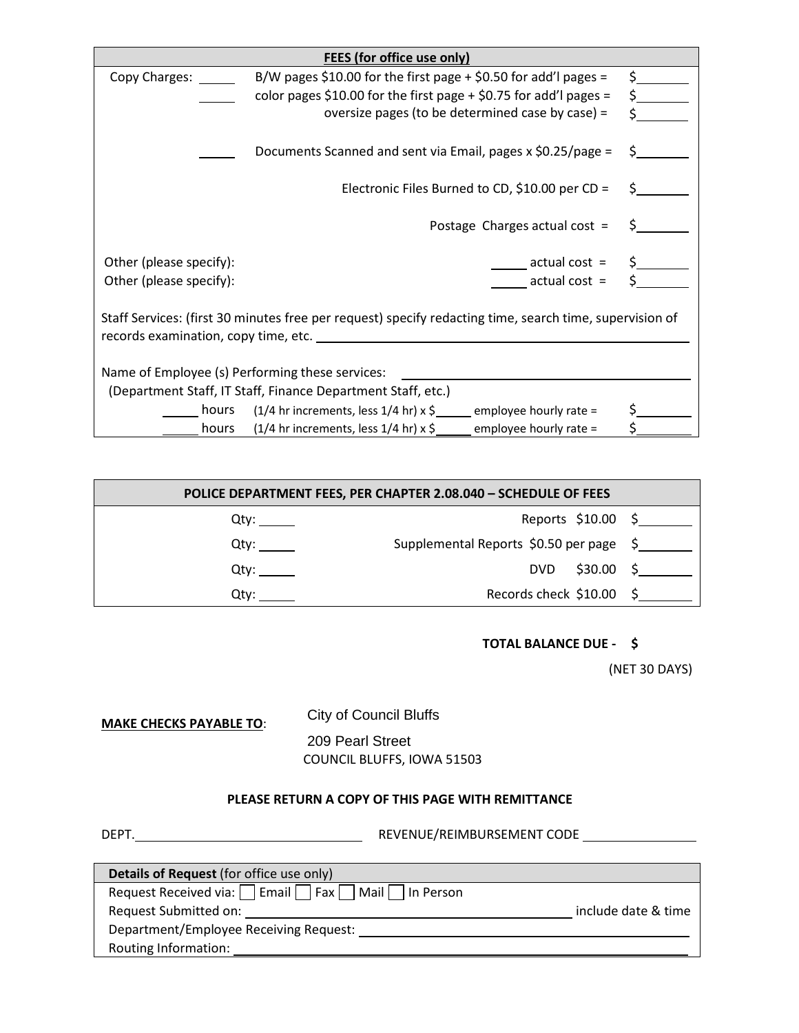| FEES (for office use only) | | |
|---|---|---|
| Copy Charges: _____ | B/W pages $10.00 for the first page + $0.50 for add'l pages = | $_______ |
| _____ | color pages $10.00 for the first page + $0.75 for add'l pages = | $_______ |
| | oversize pages (to be determined case by case) = | $_______ |
| _____ | Documents Scanned and sent via Email, pages x $0.25/page = | $_______ |
| | Electronic Files Burned to CD, $10.00 per CD = | $_______ |
| | Postage Charges actual cost = | $_______ |
| Other (please specify): | _____ actual cost = | $_______ |
| Other (please specify): | _____ actual cost = | $_______ |

Staff Services: (first 30 minutes free per request) specify redacting time, search time, supervision of records examination, copy time, etc. ____________________

Name of Employee (s) Performing these services: ____________________
(Department Staff, IT Staff, Finance Department Staff, etc.)

_____ hours (1/4 hr increments, less 1/4 hr) x $_____ employee hourly rate = $_______
_____ hours (1/4 hr increments, less 1/4 hr) x $_____ employee hourly rate = $_______

| POLICE DEPARTMENT FEES, PER CHAPTER 2.08.040 – SCHEDULE OF FEES | | |
|---|---|---|
| Qty: _____ | Reports $10.00 | $_______ |
| Qty: _____ | Supplemental Reports $0.50 per page | $_______ |
| Qty: _____ | DVD $30.00 | $_______ |
| Qty: _____ | Records check $10.00 | $_______ |

**TOTAL BALANCE DUE - $**

(NET 30 DAYS)

**MAKE CHECKS PAYABLE TO**: City of Council Bluffs
209 Pearl Street
COUNCIL BLUFFS, IOWA 51503

**PLEASE RETURN A COPY OF THIS PAGE WITH REMITTANCE**

DEPT. ____________________ REVENUE/REIMBURSEMENT CODE ____________________

| **Details of Request** (for office use only) | |
|---|---|
| Request Received via: ☐ Email ☐ Fax ☐ Mail ☐ In Person | |
| Request Submitted on: ____________________ | include date & time |
| Department/Employee Receiving Request: ____________________ | |
| Routing Information: ____________________ | |